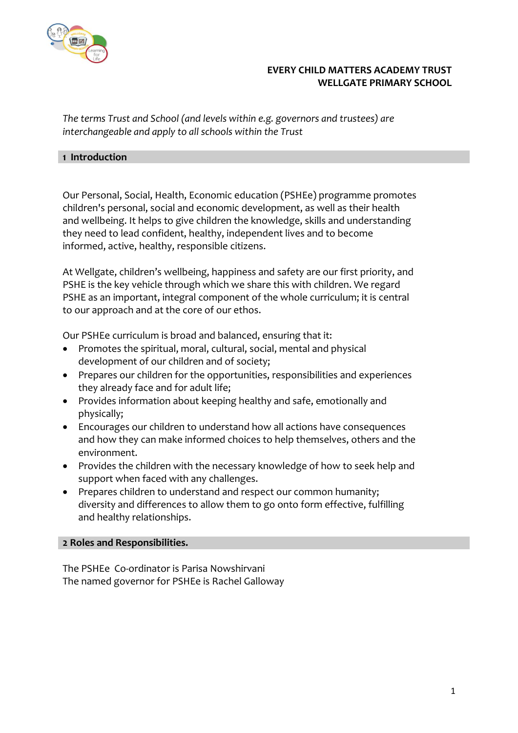**EVERY CHILD MATTERS ACADEMY TRUST**
**WELLGATE PRIMARY SCHOOL**

*The terms Trust and School (and levels within e.g. governors and trustees) are interchangeable and apply to all schools within the Trust*

## 1 Introduction

Our Personal, Social, Health, Economic education (PSHEe) programme promotes children's personal, social and economic development, as well as their health and wellbeing. It helps to give children the knowledge, skills and understanding they need to lead confident, healthy, independent lives and to become informed, active, healthy, responsible citizens.

At Wellgate, children's wellbeing, happiness and safety are our first priority, and PSHE is the key vehicle through which we share this with children. We regard PSHE as an important, integral component of the whole curriculum; it is central to our approach and at the core of our ethos.

Our PSHEe curriculum is broad and balanced, ensuring that it:

- Promotes the spiritual, moral, cultural, social, mental and physical development of our children and of society;
- Prepares our children for the opportunities, responsibilities and experiences they already face and for adult life;
- Provides information about keeping healthy and safe, emotionally and physically;
- Encourages our children to understand how all actions have consequences and how they can make informed choices to help themselves, others and the environment.
- Provides the children with the necessary knowledge of how to seek help and support when faced with any challenges.
- Prepares children to understand and respect our common humanity; diversity and differences to allow them to go onto form effective, fulfilling and healthy relationships.

## 2 Roles and Responsibilities.

The PSHEe Co-ordinator is Parisa Nowshirvani
The named governor for PSHEe is Rachel Galloway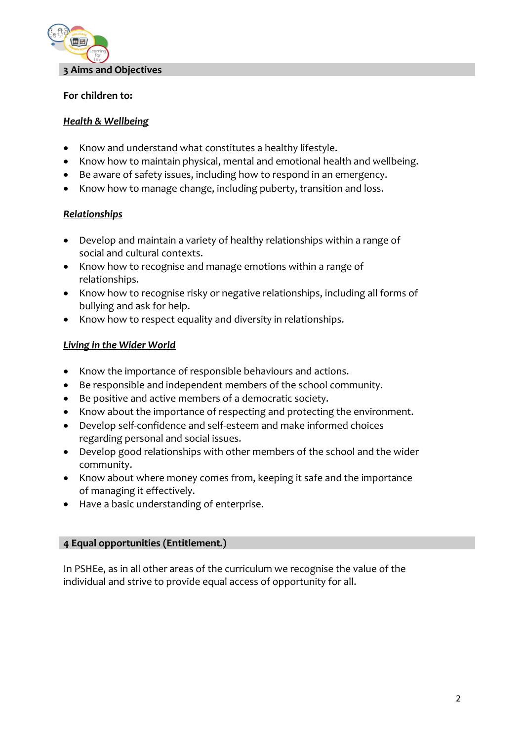## 3 Aims and Objectives

**For children to:**

***Health & Wellbeing***

- Know and understand what constitutes a healthy lifestyle.
- Know how to maintain physical, mental and emotional health and wellbeing.
- Be aware of safety issues, including how to respond in an emergency.
- Know how to manage change, including puberty, transition and loss.

***Relationships***

- Develop and maintain a variety of healthy relationships within a range of social and cultural contexts.
- Know how to recognise and manage emotions within a range of relationships.
- Know how to recognise risky or negative relationships, including all forms of bullying and ask for help.
- Know how to respect equality and diversity in relationships.

***Living in the Wider World***

- Know the importance of responsible behaviours and actions.
- Be responsible and independent members of the school community.
- Be positive and active members of a democratic society.
- Know about the importance of respecting and protecting the environment.
- Develop self-confidence and self-esteem and make informed choices regarding personal and social issues.
- Develop good relationships with other members of the school and the wider community.
- Know about where money comes from, keeping it safe and the importance of managing it effectively.
- Have a basic understanding of enterprise.

## 4 Equal opportunities (Entitlement.)

In PSHEe, as in all other areas of the curriculum we recognise the value of the individual and strive to provide equal access of opportunity for all.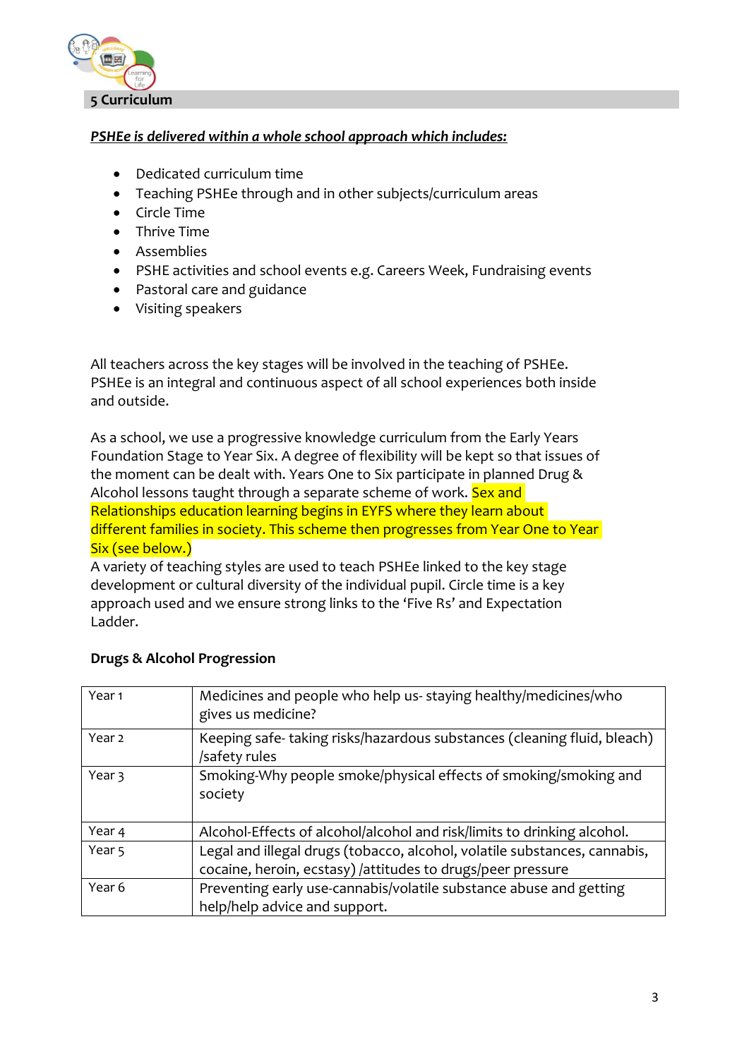## 5 Curriculum

***PSHEe is delivered within a whole school approach which includes:***

- Dedicated curriculum time
- Teaching PSHEe through and in other subjects/curriculum areas
- Circle Time
- Thrive Time
- Assemblies
- PSHE activities and school events e.g. Careers Week, Fundraising events
- Pastoral care and guidance
- Visiting speakers

All teachers across the key stages will be involved in the teaching of PSHEe. PSHEe is an integral and continuous aspect of all school experiences both inside and outside.

As a school, we use a progressive knowledge curriculum from the Early Years Foundation Stage to Year Six. A degree of flexibility will be kept so that issues of the moment can be dealt with. Years One to Six participate in planned Drug & Alcohol lessons taught through a separate scheme of work. Sex and Relationships education learning begins in EYFS where they learn about different families in society. This scheme then progresses from Year One to Year Six (see below.)
A variety of teaching styles are used to teach PSHEe linked to the key stage development or cultural diversity of the individual pupil. Circle time is a key approach used and we ensure strong links to the 'Five Rs' and Expectation Ladder.

**Drugs & Alcohol Progression**

| | |
|---|---|
| Year 1 | Medicines and people who help us- staying healthy/medicines/who gives us medicine? |
| Year 2 | Keeping safe- taking risks/hazardous substances (cleaning fluid, bleach) /safety rules |
| Year 3 | Smoking-Why people smoke/physical effects of smoking/smoking and society |
| Year 4 | Alcohol-Effects of alcohol/alcohol and risk/limits to drinking alcohol. |
| Year 5 | Legal and illegal drugs (tobacco, alcohol, volatile substances, cannabis, cocaine, heroin, ecstasy) /attitudes to drugs/peer pressure |
| Year 6 | Preventing early use-cannabis/volatile substance abuse and getting help/help advice and support. |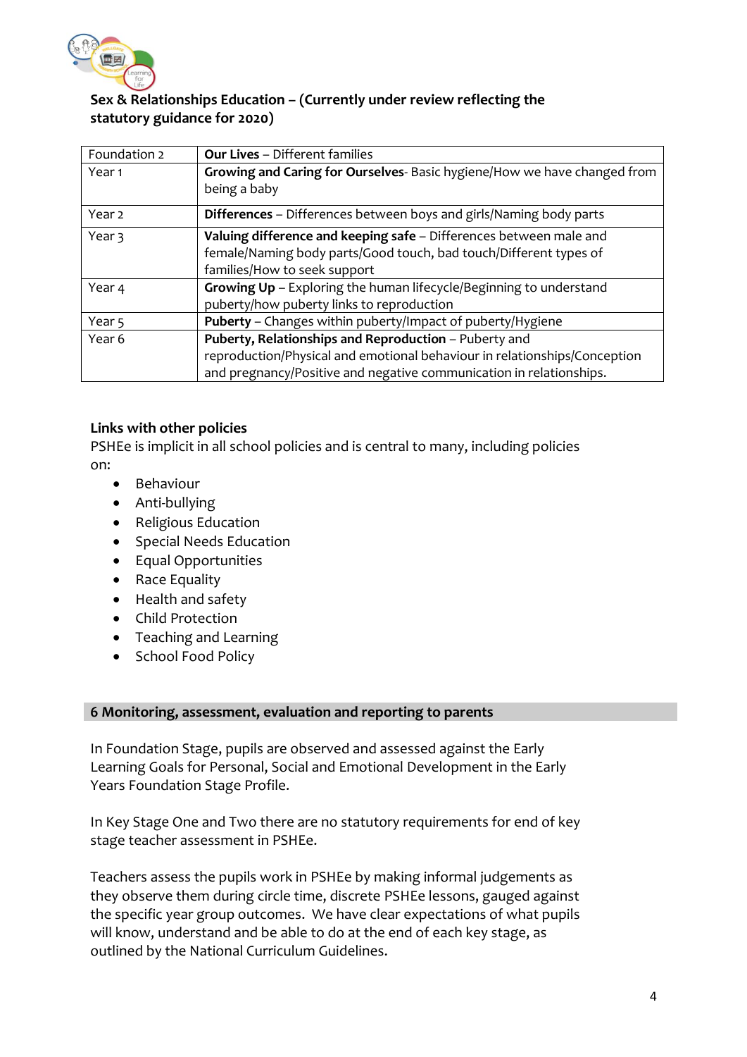**Sex & Relationships Education – (Currently under review reflecting the statutory guidance for 2020)**

| | |
|---|---|
| Foundation 2 | **Our Lives** – Different families |
| Year 1 | **Growing and Caring for Ourselves**- Basic hygiene/How we have changed from being a baby |
| Year 2 | **Differences** – Differences between boys and girls/Naming body parts |
| Year 3 | **Valuing difference and keeping safe** – Differences between male and female/Naming body parts/Good touch, bad touch/Different types of families/How to seek support |
| Year 4 | **Growing Up** – Exploring the human lifecycle/Beginning to understand puberty/how puberty links to reproduction |
| Year 5 | **Puberty** – Changes within puberty/Impact of puberty/Hygiene |
| Year 6 | **Puberty, Relationships and Reproduction** – Puberty and reproduction/Physical and emotional behaviour in relationships/Conception and pregnancy/Positive and negative communication in relationships. |

**Links with other policies**

PSHEe is implicit in all school policies and is central to many, including policies on:

- Behaviour
- Anti-bullying
- Religious Education
- Special Needs Education
- Equal Opportunities
- Race Equality
- Health and safety
- Child Protection
- Teaching and Learning
- School Food Policy

## 6 Monitoring, assessment, evaluation and reporting to parents

In Foundation Stage, pupils are observed and assessed against the Early Learning Goals for Personal, Social and Emotional Development in the Early Years Foundation Stage Profile.

In Key Stage One and Two there are no statutory requirements for end of key stage teacher assessment in PSHEe.

Teachers assess the pupils work in PSHEe by making informal judgements as they observe them during circle time, discrete PSHEe lessons, gauged against the specific year group outcomes. We have clear expectations of what pupils will know, understand and be able to do at the end of each key stage, as outlined by the National Curriculum Guidelines.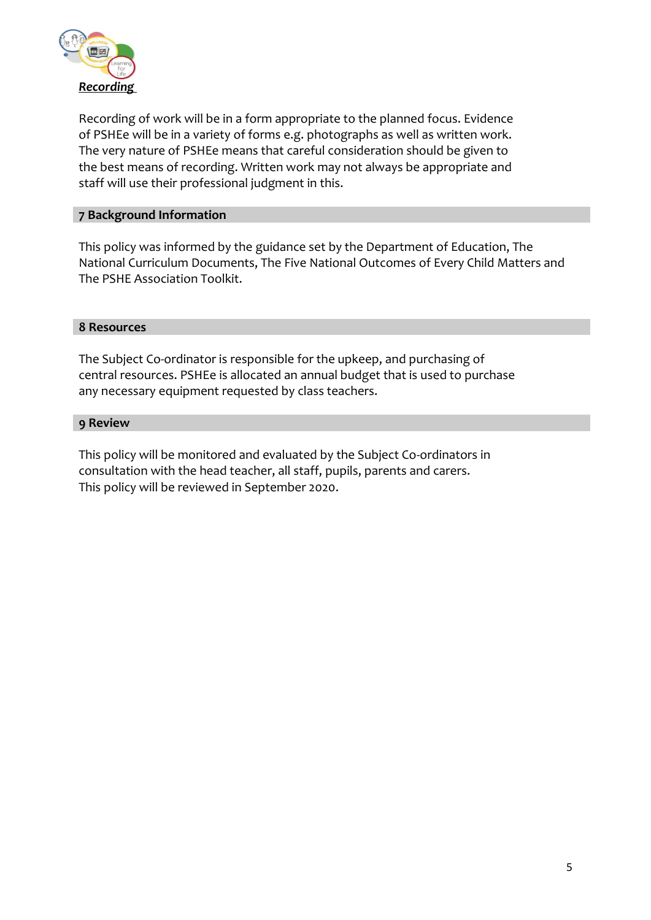***Recording***

Recording of work will be in a form appropriate to the planned focus. Evidence of PSHEe will be in a variety of forms e.g. photographs as well as written work. The very nature of PSHEe means that careful consideration should be given to the best means of recording. Written work may not always be appropriate and staff will use their professional judgment in this.

## 7 Background Information

This policy was informed by the guidance set by the Department of Education, The National Curriculum Documents, The Five National Outcomes of Every Child Matters and The PSHE Association Toolkit.

## 8 Resources

The Subject Co-ordinator is responsible for the upkeep, and purchasing of central resources. PSHEe is allocated an annual budget that is used to purchase any necessary equipment requested by class teachers.

## 9 Review

This policy will be monitored and evaluated by the Subject Co-ordinators in consultation with the head teacher, all staff, pupils, parents and carers.
This policy will be reviewed in September 2020.